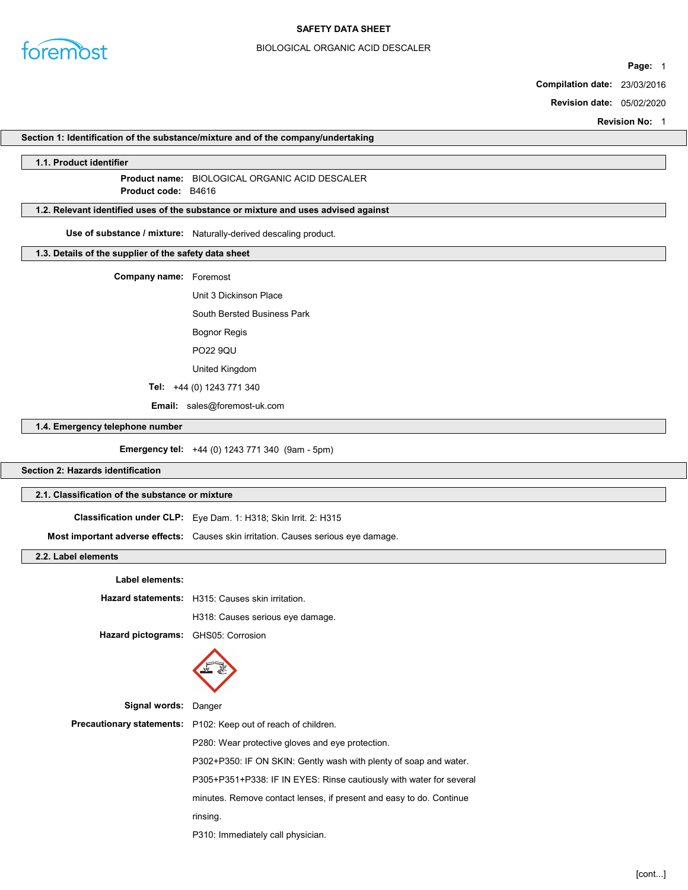# SAFETY DATA SHEET

BIOLOGICAL ORGANIC ACID DESCALER

**Compilation date:** 23/03/2016

**Revision date:** 05/02/2020

**Revision No:** 1

## Section 1: Identification of the substance/mixture and of the company/undertaking

### 1.1. Product identifier

**Product name:** BIOLOGICAL ORGANIC ACID DESCALER

**Product code:** B4616

### 1.2. Relevant identified uses of the substance or mixture and uses advised against

**Use of substance / mixture:** Naturally-derived descaling product.

### 1.3. Details of the supplier of the safety data sheet

**Company name:** Foremost

Unit 3 Dickinson Place

South Bersted Business Park

Bognor Regis

PO22 9QU

United Kingdom

**Tel:** +44 (0) 1243 771 340

**Email:** sales@foremost-uk.com

### 1.4. Emergency telephone number

**Emergency tel:** +44 (0) 1243 771 340 (9am - 5pm)

## Section 2: Hazards identification

### 2.1. Classification of the substance or mixture

**Classification under CLP:** Eye Dam. 1: H318; Skin Irrit. 2: H315

**Most important adverse effects:** Causes skin irritation. Causes serious eye damage.

### 2.2. Label elements

**Label elements:**

**Hazard statements:** H315: Causes skin irritation.

H318: Causes serious eye damage.

**Hazard pictograms:** GHS05: Corrosion

**Signal words:** Danger

**Precautionary statements:** P102: Keep out of reach of children.

P280: Wear protective gloves and eye protection.

P302+P350: IF ON SKIN: Gently wash with plenty of soap and water.

P305+P351+P338: IF IN EYES: Rinse cautiously with water for several minutes. Remove contact lenses, if present and easy to do. Continue rinsing.

P310: Immediately call physician.

[cont...]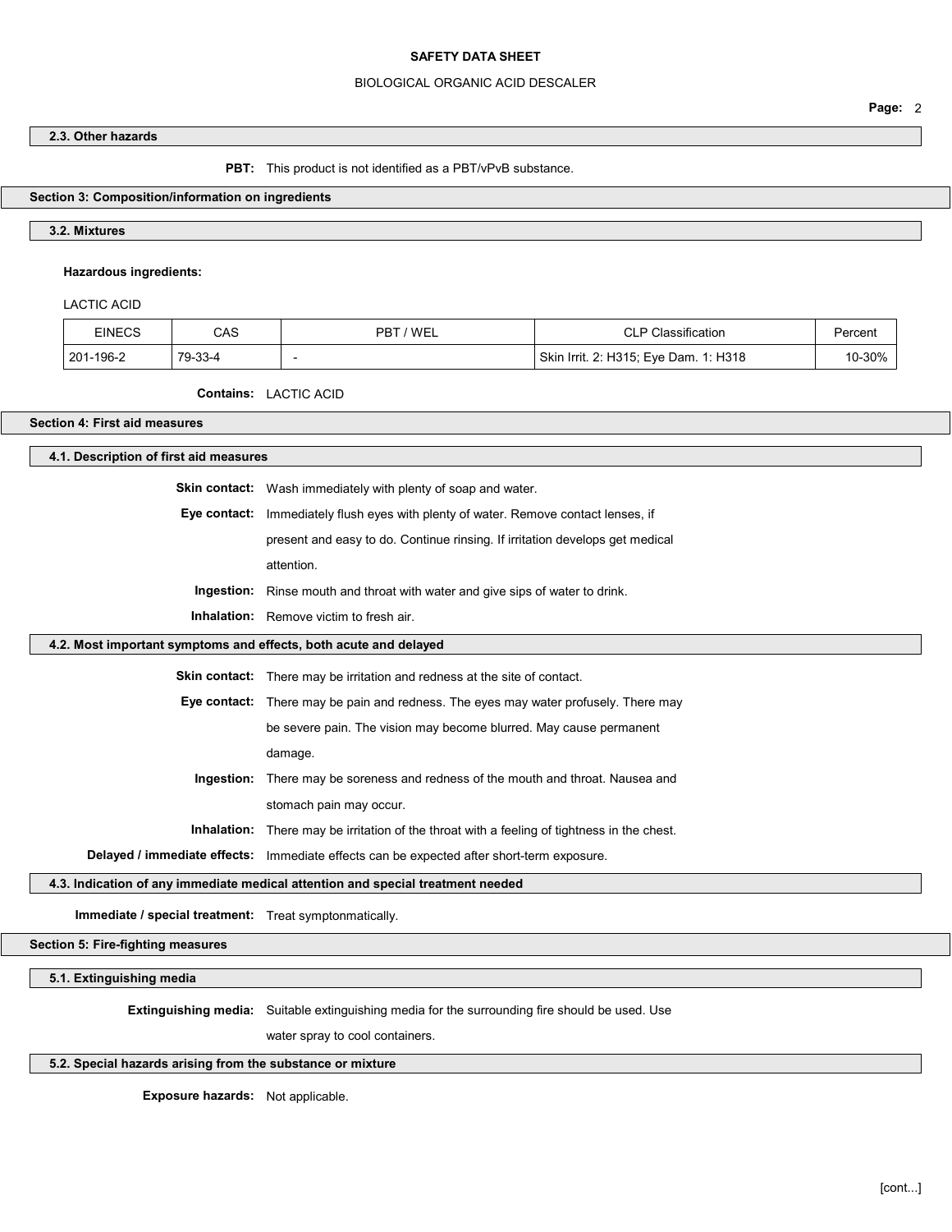### 2.3. Other hazards

**PBT:** This product is not identified as a PBT/vPvB substance.

## Section 3: Composition/information on ingredients

### 3.2. Mixtures

**Hazardous ingredients:**

LACTIC ACID

| EINECS | CAS | PBT / WEL | CLP Classification | Percent |
|---|---|---|---|---|
| 201-196-2 | 79-33-4 | - | Skin Irrit. 2: H315; Eye Dam. 1: H318 | 10-30% |

**Contains:** LACTIC ACID

## Section 4: First aid measures

### 4.1. Description of first aid measures

**Skin contact:** Wash immediately with plenty of soap and water.

**Eye contact:** Immediately flush eyes with plenty of water. Remove contact lenses, if present and easy to do. Continue rinsing. If irritation develops get medical attention.

**Ingestion:** Rinse mouth and throat with water and give sips of water to drink.

**Inhalation:** Remove victim to fresh air.

### 4.2. Most important symptoms and effects, both acute and delayed

**Skin contact:** There may be irritation and redness at the site of contact.

**Eye contact:** There may be pain and redness. The eyes may water profusely. There may be severe pain. The vision may become blurred. May cause permanent damage.

**Ingestion:** There may be soreness and redness of the mouth and throat. Nausea and stomach pain may occur.

**Inhalation:** There may be irritation of the throat with a feeling of tightness in the chest.

**Delayed / immediate effects:** Immediate effects can be expected after short-term exposure.

### 4.3. Indication of any immediate medical attention and special treatment needed

**Immediate / special treatment:** Treat symptonmatically.

## Section 5: Fire-fighting measures

### 5.1. Extinguishing media

**Extinguishing media:** Suitable extinguishing media for the surrounding fire should be used. Use water spray to cool containers.

### 5.2. Special hazards arising from the substance or mixture

**Exposure hazards:** Not applicable.

[cont...]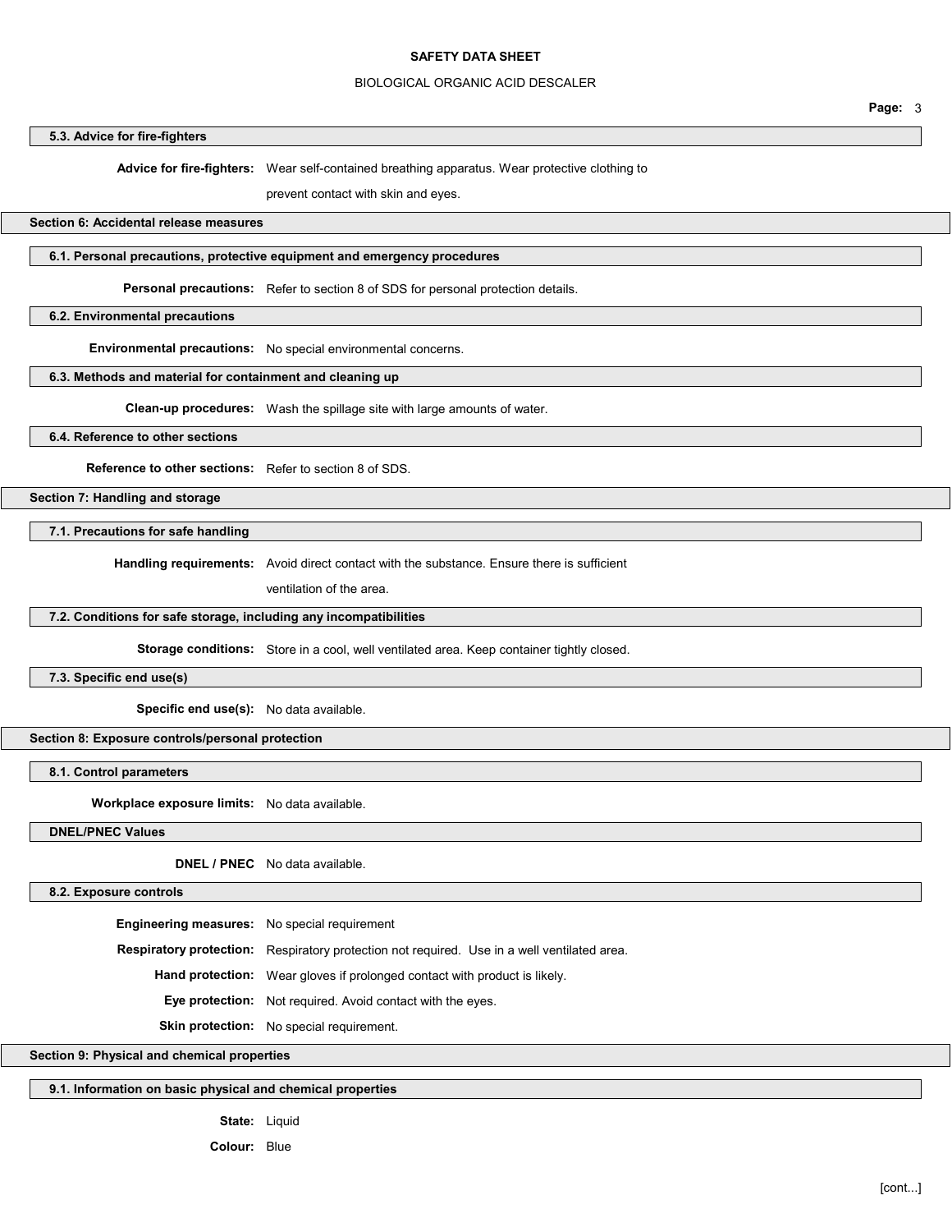### 5.3. Advice for fire-fighters

**Advice for fire-fighters:** Wear self-contained breathing apparatus. Wear protective clothing to prevent contact with skin and eyes.

## Section 6: Accidental release measures

### 6.1. Personal precautions, protective equipment and emergency procedures

**Personal precautions:** Refer to section 8 of SDS for personal protection details.

### 6.2. Environmental precautions

**Environmental precautions:** No special environmental concerns.

### 6.3. Methods and material for containment and cleaning up

**Clean-up procedures:** Wash the spillage site with large amounts of water.

### 6.4. Reference to other sections

**Reference to other sections:** Refer to section 8 of SDS.

## Section 7: Handling and storage

### 7.1. Precautions for safe handling

**Handling requirements:** Avoid direct contact with the substance. Ensure there is sufficient ventilation of the area.

### 7.2. Conditions for safe storage, including any incompatibilities

**Storage conditions:** Store in a cool, well ventilated area. Keep container tightly closed.

### 7.3. Specific end use(s)

**Specific end use(s):** No data available.

## Section 8: Exposure controls/personal protection

### 8.1. Control parameters

**Workplace exposure limits:** No data available.

### DNEL/PNEC Values

**DNEL / PNEC** No data available.

### 8.2. Exposure controls

**Engineering measures:** No special requirement

**Respiratory protection:** Respiratory protection not required. Use in a well ventilated area.

**Hand protection:** Wear gloves if prolonged contact with product is likely.

**Eye protection:** Not required. Avoid contact with the eyes.

**Skin protection:** No special requirement.

## Section 9: Physical and chemical properties

### 9.1. Information on basic physical and chemical properties

**State:** Liquid

**Colour:** Blue

[cont...]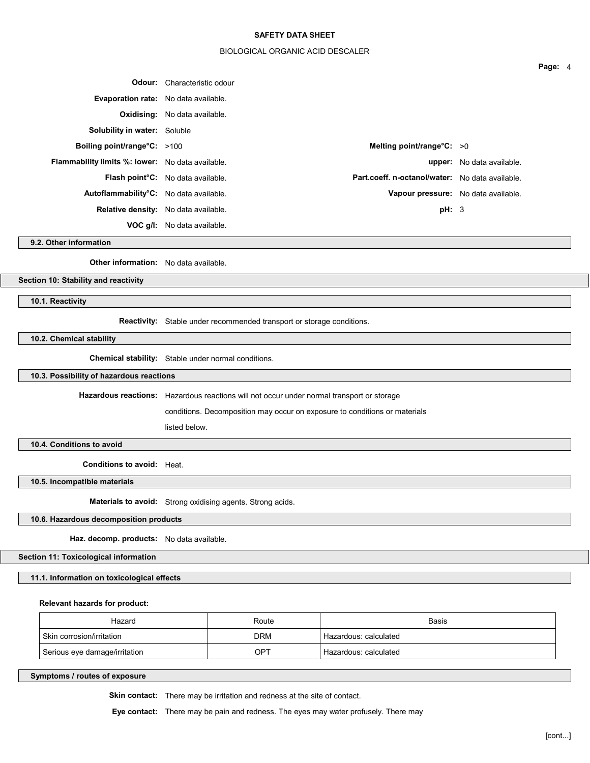**Odour:** Characteristic odour

**Evaporation rate:** No data available.

**Oxidising:** No data available.

**Solubility in water:** Soluble

**Boiling point/range°C:** >100

**Melting point/range°C:** >0

**Flammability limits %: lower:** No data available.

**upper:** No data available.

**Flash point°C:** No data available.

**Part.coeff. n-octanol/water:** No data available.

**Autoflammability°C:** No data available.

**Vapour pressure:** No data available.

**Relative density:** No data available.

**pH:** 3

**VOC g/l:** No data available.

### 9.2. Other information

**Other information:** No data available.

## Section 10: Stability and reactivity

### 10.1. Reactivity

**Reactivity:** Stable under recommended transport or storage conditions.

### 10.2. Chemical stability

**Chemical stability:** Stable under normal conditions.

### 10.3. Possibility of hazardous reactions

**Hazardous reactions:** Hazardous reactions will not occur under normal transport or storage conditions. Decomposition may occur on exposure to conditions or materials listed below.

### 10.4. Conditions to avoid

**Conditions to avoid:** Heat.

### 10.5. Incompatible materials

**Materials to avoid:** Strong oxidising agents. Strong acids.

### 10.6. Hazardous decomposition products

**Haz. decomp. products:** No data available.

## Section 11: Toxicological information

### 11.1. Information on toxicological effects

**Relevant hazards for product:**

| Hazard | Route | Basis |
|---|---|---|
| Skin corrosion/irritation | DRM | Hazardous: calculated |
| Serious eye damage/irritation | OPT | Hazardous: calculated |

### Symptoms / routes of exposure

**Skin contact:** There may be irritation and redness at the site of contact.

**Eye contact:** There may be pain and redness. The eyes may water profusely. There may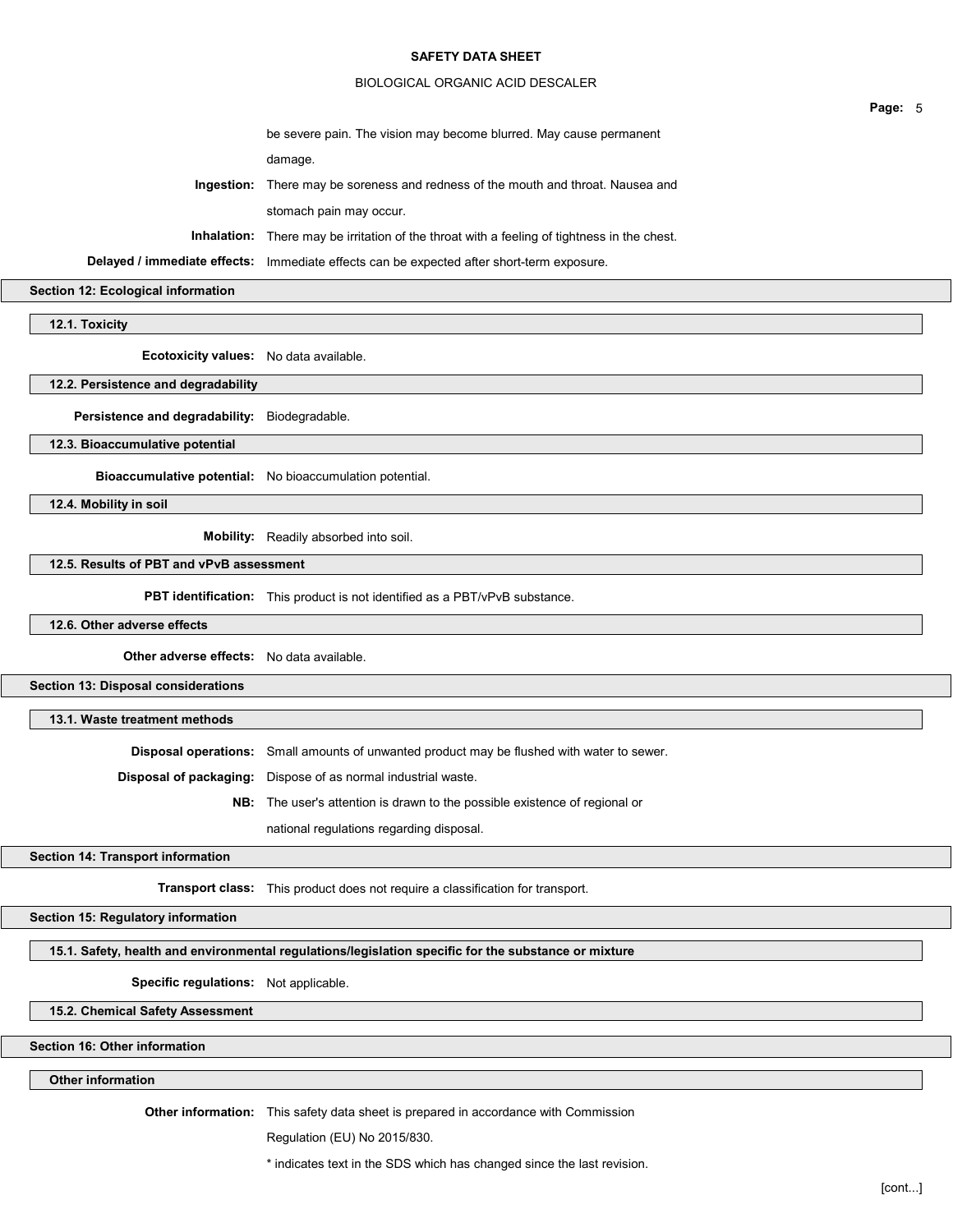be severe pain. The vision may become blurred. May cause permanent damage.

**Ingestion:** There may be soreness and redness of the mouth and throat. Nausea and stomach pain may occur.

**Inhalation:** There may be irritation of the throat with a feeling of tightness in the chest.

**Delayed / immediate effects:** Immediate effects can be expected after short-term exposure.

## Section 12: Ecological information

### 12.1. Toxicity

**Ecotoxicity values:** No data available.

### 12.2. Persistence and degradability

**Persistence and degradability:** Biodegradable.

### 12.3. Bioaccumulative potential

**Bioaccumulative potential:** No bioaccumulation potential.

### 12.4. Mobility in soil

**Mobility:** Readily absorbed into soil.

### 12.5. Results of PBT and vPvB assessment

**PBT identification:** This product is not identified as a PBT/vPvB substance.

### 12.6. Other adverse effects

**Other adverse effects:** No data available.

## Section 13: Disposal considerations

### 13.1. Waste treatment methods

**Disposal operations:** Small amounts of unwanted product may be flushed with water to sewer.

**Disposal of packaging:** Dispose of as normal industrial waste.

**NB:** The user's attention is drawn to the possible existence of regional or national regulations regarding disposal.

## Section 14: Transport information

**Transport class:** This product does not require a classification for transport.

## Section 15: Regulatory information

### 15.1. Safety, health and environmental regulations/legislation specific for the substance or mixture

**Specific regulations:** Not applicable.

### 15.2. Chemical Safety Assessment

## Section 16: Other information

### Other information

**Other information:** This safety data sheet is prepared in accordance with Commission Regulation (EU) No 2015/830.

* indicates text in the SDS which has changed since the last revision.

[cont...]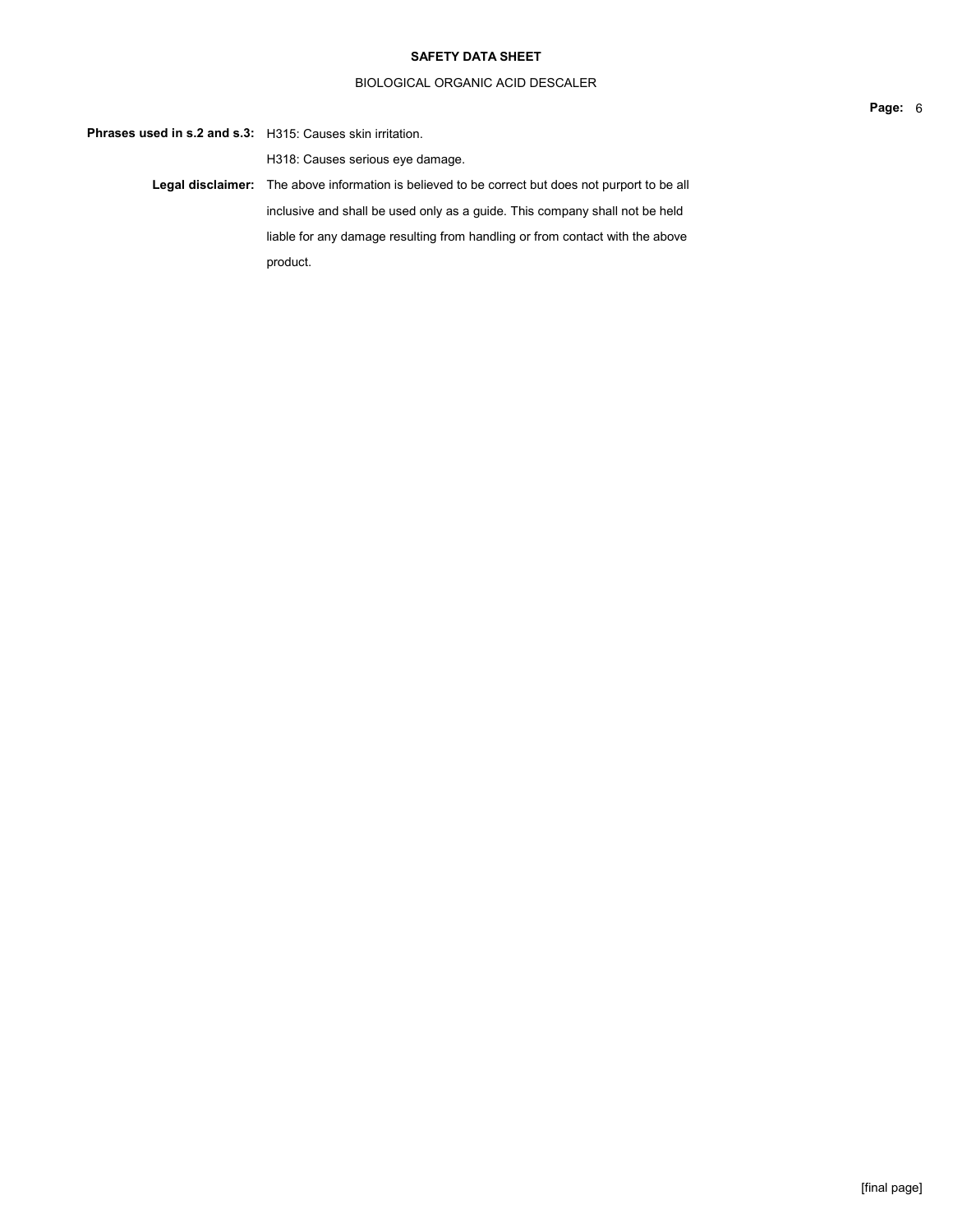**Phrases used in s.2 and s.3:** H315: Causes skin irritation.

H318: Causes serious eye damage.

**Legal disclaimer:** The above information is believed to be correct but does not purport to be all inclusive and shall be used only as a guide. This company shall not be held liable for any damage resulting from handling or from contact with the above product.

[final page]